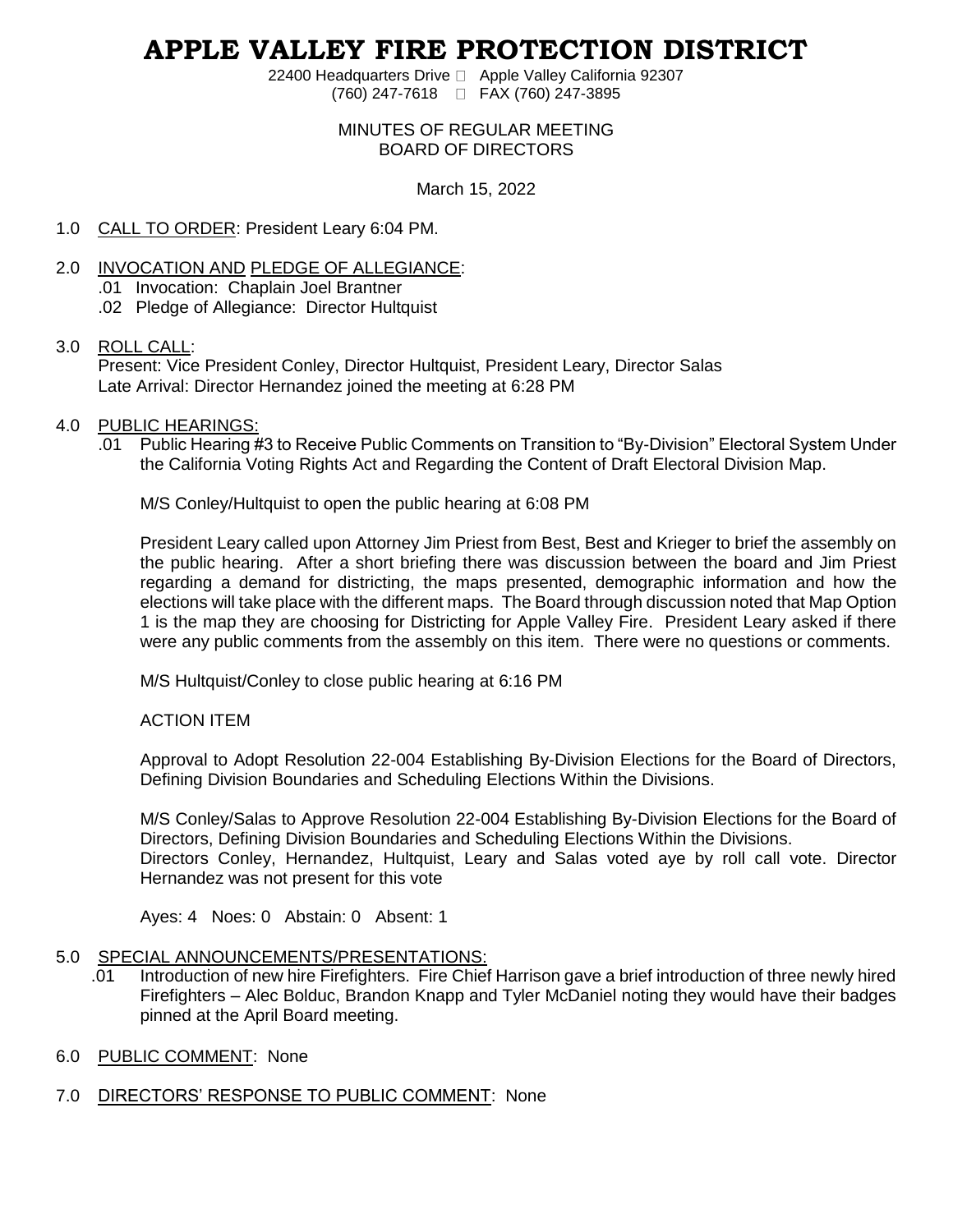# APPLE VALLEY FIRE PROTECTION DISTRICT

22400 Headquarters Drive  Apple Valley California 92307
(760) 247-7618  FAX (760) 247-3895

MINUTES OF REGULAR MEETING
BOARD OF DIRECTORS

March 15, 2022

1.0 CALL TO ORDER: President Leary 6:04 PM.

2.0 INVOCATION AND PLEDGE OF ALLEGIANCE:
  .01 Invocation: Chaplain Joel Brantner
  .02 Pledge of Allegiance: Director Hultquist

3.0 ROLL CALL:
Present: Vice President Conley, Director Hultquist, President Leary, Director Salas
Late Arrival: Director Hernandez joined the meeting at 6:28 PM

4.0 PUBLIC HEARINGS:
  .01 Public Hearing #3 to Receive Public Comments on Transition to "By-Division" Electoral System Under the California Voting Rights Act and Regarding the Content of Draft Electoral Division Map.

M/S Conley/Hultquist to open the public hearing at 6:08 PM

President Leary called upon Attorney Jim Priest from Best, Best and Krieger to brief the assembly on the public hearing. After a short briefing there was discussion between the board and Jim Priest regarding a demand for districting, the maps presented, demographic information and how the elections will take place with the different maps. The Board through discussion noted that Map Option 1 is the map they are choosing for Districting for Apple Valley Fire. President Leary asked if there were any public comments from the assembly on this item. There were no questions or comments.

M/S Hultquist/Conley to close public hearing at 6:16 PM

ACTION ITEM

Approval to Adopt Resolution 22-004 Establishing By-Division Elections for the Board of Directors, Defining Division Boundaries and Scheduling Elections Within the Divisions.

M/S Conley/Salas to Approve Resolution 22-004 Establishing By-Division Elections for the Board of Directors, Defining Division Boundaries and Scheduling Elections Within the Divisions.
Directors Conley, Hernandez, Hultquist, Leary and Salas voted aye by roll call vote. Director Hernandez was not present for this vote

Ayes: 4 Noes: 0 Abstain: 0 Absent: 1

5.0 SPECIAL ANNOUNCEMENTS/PRESENTATIONS:
  .01 Introduction of new hire Firefighters. Fire Chief Harrison gave a brief introduction of three newly hired Firefighters – Alec Bolduc, Brandon Knapp and Tyler McDaniel noting they would have their badges pinned at the April Board meeting.

6.0 PUBLIC COMMENT: None

7.0 DIRECTORS' RESPONSE TO PUBLIC COMMENT: None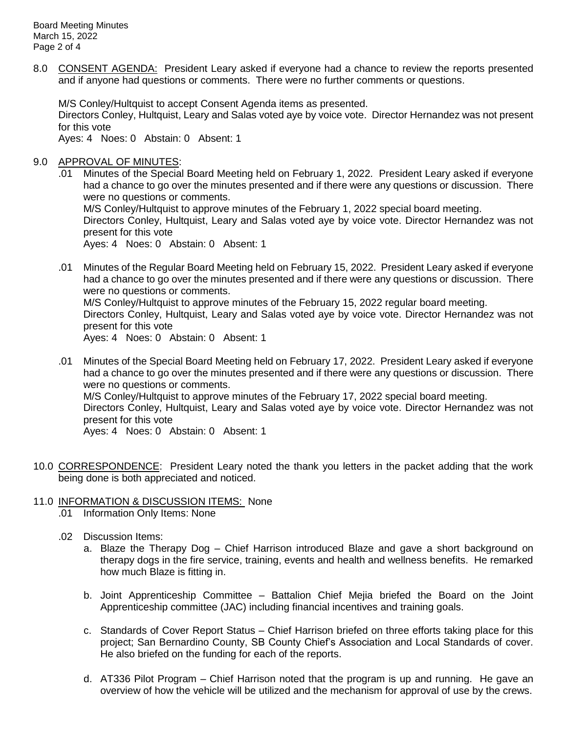8.0 <u>CONSENT AGENDA:</u> President Leary asked if everyone had a chance to review the reports presented and if anyone had questions or comments. There were no further comments or questions.

M/S Conley/Hultquist to accept Consent Agenda items as presented.
Directors Conley, Hultquist, Leary and Salas voted aye by voice vote. Director Hernandez was not present for this vote
Ayes: 4 Noes: 0 Abstain: 0 Absent: 1

9.0 <u>APPROVAL OF MINUTES</u>:

.01 Minutes of the Special Board Meeting held on February 1, 2022. President Leary asked if everyone had a chance to go over the minutes presented and if there were any questions or discussion. There were no questions or comments.
M/S Conley/Hultquist to approve minutes of the February 1, 2022 special board meeting.
Directors Conley, Hultquist, Leary and Salas voted aye by voice vote. Director Hernandez was not present for this vote
Ayes: 4 Noes: 0 Abstain: 0 Absent: 1

.01 Minutes of the Regular Board Meeting held on February 15, 2022. President Leary asked if everyone had a chance to go over the minutes presented and if there were any questions or discussion. There were no questions or comments.
M/S Conley/Hultquist to approve minutes of the February 15, 2022 regular board meeting.
Directors Conley, Hultquist, Leary and Salas voted aye by voice vote. Director Hernandez was not present for this vote
Ayes: 4 Noes: 0 Abstain: 0 Absent: 1

.01 Minutes of the Special Board Meeting held on February 17, 2022. President Leary asked if everyone had a chance to go over the minutes presented and if there were any questions or discussion. There were no questions or comments.
M/S Conley/Hultquist to approve minutes of the February 17, 2022 special board meeting.
Directors Conley, Hultquist, Leary and Salas voted aye by voice vote. Director Hernandez was not present for this vote
Ayes: 4 Noes: 0 Abstain: 0 Absent: 1

10.0 <u>CORRESPONDENCE</u>: President Leary noted the thank you letters in the packet adding that the work being done is both appreciated and noticed.

11.0 <u>INFORMATION & DISCUSSION ITEMS:</u> None

.01 Information Only Items: None

.02 Discussion Items:

a. Blaze the Therapy Dog – Chief Harrison introduced Blaze and gave a short background on therapy dogs in the fire service, training, events and health and wellness benefits. He remarked how much Blaze is fitting in.

b. Joint Apprenticeship Committee – Battalion Chief Mejia briefed the Board on the Joint Apprenticeship committee (JAC) including financial incentives and training goals.

c. Standards of Cover Report Status – Chief Harrison briefed on three efforts taking place for this project; San Bernardino County, SB County Chief's Association and Local Standards of cover. He also briefed on the funding for each of the reports.

d. AT336 Pilot Program – Chief Harrison noted that the program is up and running. He gave an overview of how the vehicle will be utilized and the mechanism for approval of use by the crews.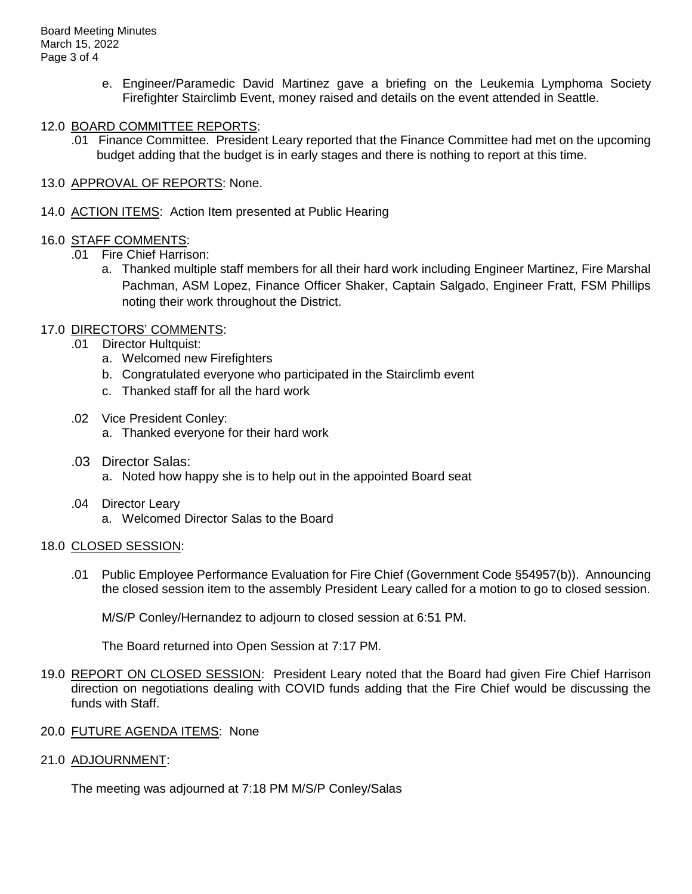e. Engineer/Paramedic David Martinez gave a briefing on the Leukemia Lymphoma Society Firefighter Stairclimb Event, money raised and details on the event attended in Seattle.

12.0 BOARD COMMITTEE REPORTS:

.01 Finance Committee. President Leary reported that the Finance Committee had met on the upcoming budget adding that the budget is in early stages and there is nothing to report at this time.

13.0 APPROVAL OF REPORTS: None.

14.0 ACTION ITEMS: Action Item presented at Public Hearing

16.0 STAFF COMMENTS:

.01 Fire Chief Harrison:

a. Thanked multiple staff members for all their hard work including Engineer Martinez, Fire Marshal Pachman, ASM Lopez, Finance Officer Shaker, Captain Salgado, Engineer Fratt, FSM Phillips noting their work throughout the District.

17.0 DIRECTORS' COMMENTS:

.01 Director Hultquist:

a. Welcomed new Firefighters
b. Congratulated everyone who participated in the Stairclimb event
c. Thanked staff for all the hard work

.02 Vice President Conley:

a. Thanked everyone for their hard work

.03 Director Salas:

a. Noted how happy she is to help out in the appointed Board seat

.04 Director Leary

a. Welcomed Director Salas to the Board

18.0 CLOSED SESSION:

.01 Public Employee Performance Evaluation for Fire Chief (Government Code §54957(b)). Announcing the closed session item to the assembly President Leary called for a motion to go to closed session.

M/S/P Conley/Hernandez to adjourn to closed session at 6:51 PM.

The Board returned into Open Session at 7:17 PM.

19.0 REPORT ON CLOSED SESSION: President Leary noted that the Board had given Fire Chief Harrison direction on negotiations dealing with COVID funds adding that the Fire Chief would be discussing the funds with Staff.

20.0 FUTURE AGENDA ITEMS: None

21.0 ADJOURNMENT:

The meeting was adjourned at 7:18 PM M/S/P Conley/Salas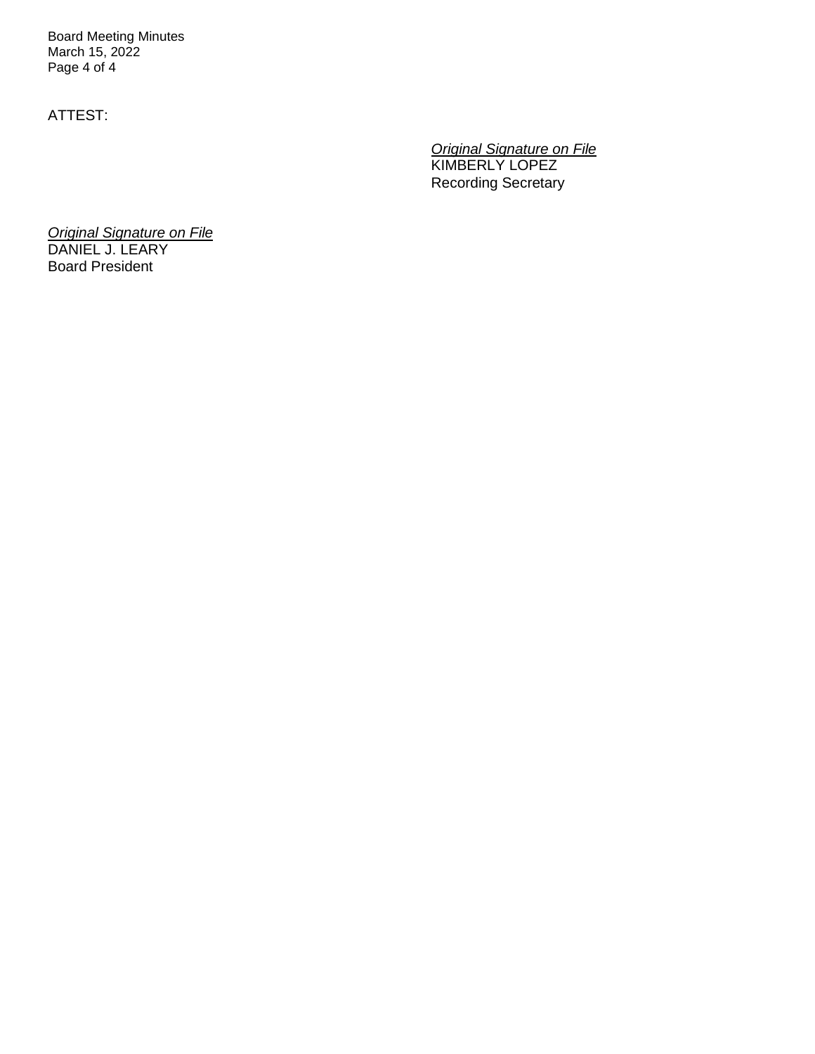ATTEST:

*Original Signature on File*
KIMBERLY LOPEZ
Recording Secretary

*Original Signature on File*
DANIEL J. LEARY
Board President